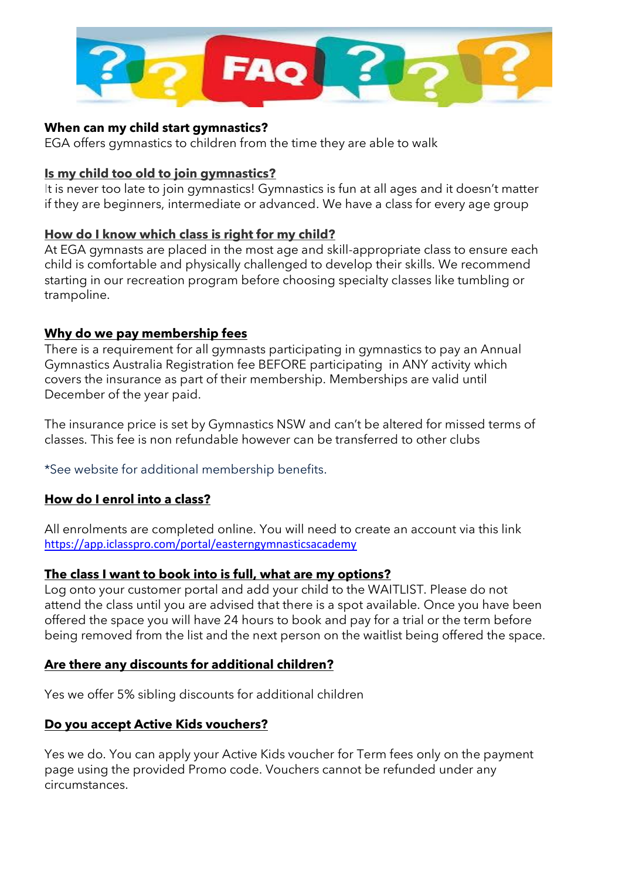**When can my child start gymnastics?**

EGA offers gymnastics to children from the time they are able to walk

**Is my child too old to join gymnastics?**

It is never too late to join gymnastics! Gymnastics is fun at all ages and it doesn't matter if they are beginners, intermediate or advanced. We have a class for every age group

**How do I know which class is right for my child?**

At EGA gymnasts are placed in the most age and skill-appropriate class to ensure each child is comfortable and physically challenged to develop their skills. We recommend starting in our recreation program before choosing specialty classes like tumbling or trampoline.

**Why do we pay membership fees**

There is a requirement for all gymnasts participating in gymnastics to pay an Annual Gymnastics Australia Registration fee BEFORE participating in ANY activity which covers the insurance as part of their membership. Memberships are valid until December of the year paid.

The insurance price is set by Gymnastics NSW and can't be altered for missed terms of classes. This fee is non refundable however can be transferred to other clubs

*See website for additional membership benefits.

**How do I enrol into a class?**

All enrolments are completed online. You will need to create an account via this link https://app.iclasspro.com/portal/easterngymnasticsacademy

**The class I want to book into is full, what are my options?**

Log onto your customer portal and add your child to the WAITLIST. Please do not attend the class until you are advised that there is a spot available. Once you have been offered the space you will have 24 hours to book and pay for a trial or the term before being removed from the list and the next person on the waitlist being offered the space.

**Are there any discounts for additional children?**

Yes we offer 5% sibling discounts for additional children

**Do you accept Active Kids vouchers?**

Yes we do. You can apply your Active Kids voucher for Term fees only on the payment page using the provided Promo code. Vouchers cannot be refunded under any circumstances.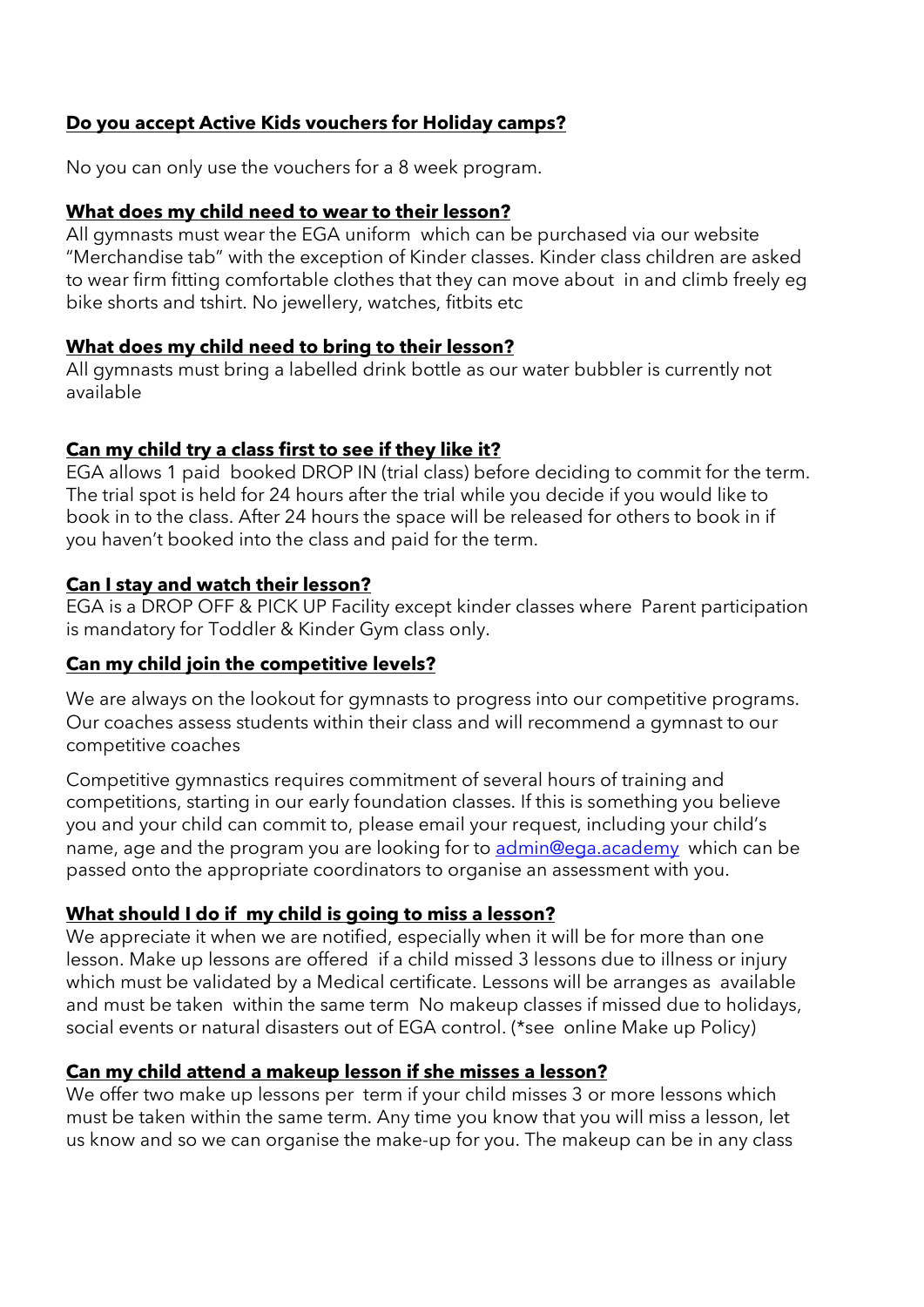**Do you accept Active Kids vouchers for Holiday camps?**

No you can only use the vouchers for a 8 week program.

**What does my child need to wear to their lesson?**

All gymnasts must wear the EGA uniform which can be purchased via our website "Merchandise tab" with the exception of Kinder classes. Kinder class children are asked to wear firm fitting comfortable clothes that they can move about in and climb freely eg bike shorts and tshirt. No jewellery, watches, fitbits etc

**What does my child need to bring to their lesson?**

All gymnasts must bring a labelled drink bottle as our water bubbler is currently not available

**Can my child try a class first to see if they like it?**

EGA allows 1 paid booked DROP IN (trial class) before deciding to commit for the term. The trial spot is held for 24 hours after the trial while you decide if you would like to book in to the class. After 24 hours the space will be released for others to book in if you haven't booked into the class and paid for the term.

**Can I stay and watch their lesson?**

EGA is a DROP OFF & PICK UP Facility except kinder classes where Parent participation is mandatory for Toddler & Kinder Gym class only.

**Can my child join the competitive levels?**

We are always on the lookout for gymnasts to progress into our competitive programs. Our coaches assess students within their class and will recommend a gymnast to our competitive coaches

Competitive gymnastics requires commitment of several hours of training and competitions, starting in our early foundation classes. If this is something you believe you and your child can commit to, please email your request, including your child's name, age and the program you are looking for to [admin@ega.academy](mailto:admin@ega.academy) which can be passed onto the appropriate coordinators to organise an assessment with you.

**What should I do if my child is going to miss a lesson?**

We appreciate it when we are notified, especially when it will be for more than one lesson. Make up lessons are offered if a child missed 3 lessons due to illness or injury which must be validated by a Medical certificate. Lessons will be arranges as available and must be taken within the same term No makeup classes if missed due to holidays, social events or natural disasters out of EGA control. (*see online Make up Policy)

**Can my child attend a makeup lesson if she misses a lesson?**

We offer two make up lessons per term if your child misses 3 or more lessons which must be taken within the same term. Any time you know that you will miss a lesson, let us know and so we can organise the make-up for you. The makeup can be in any class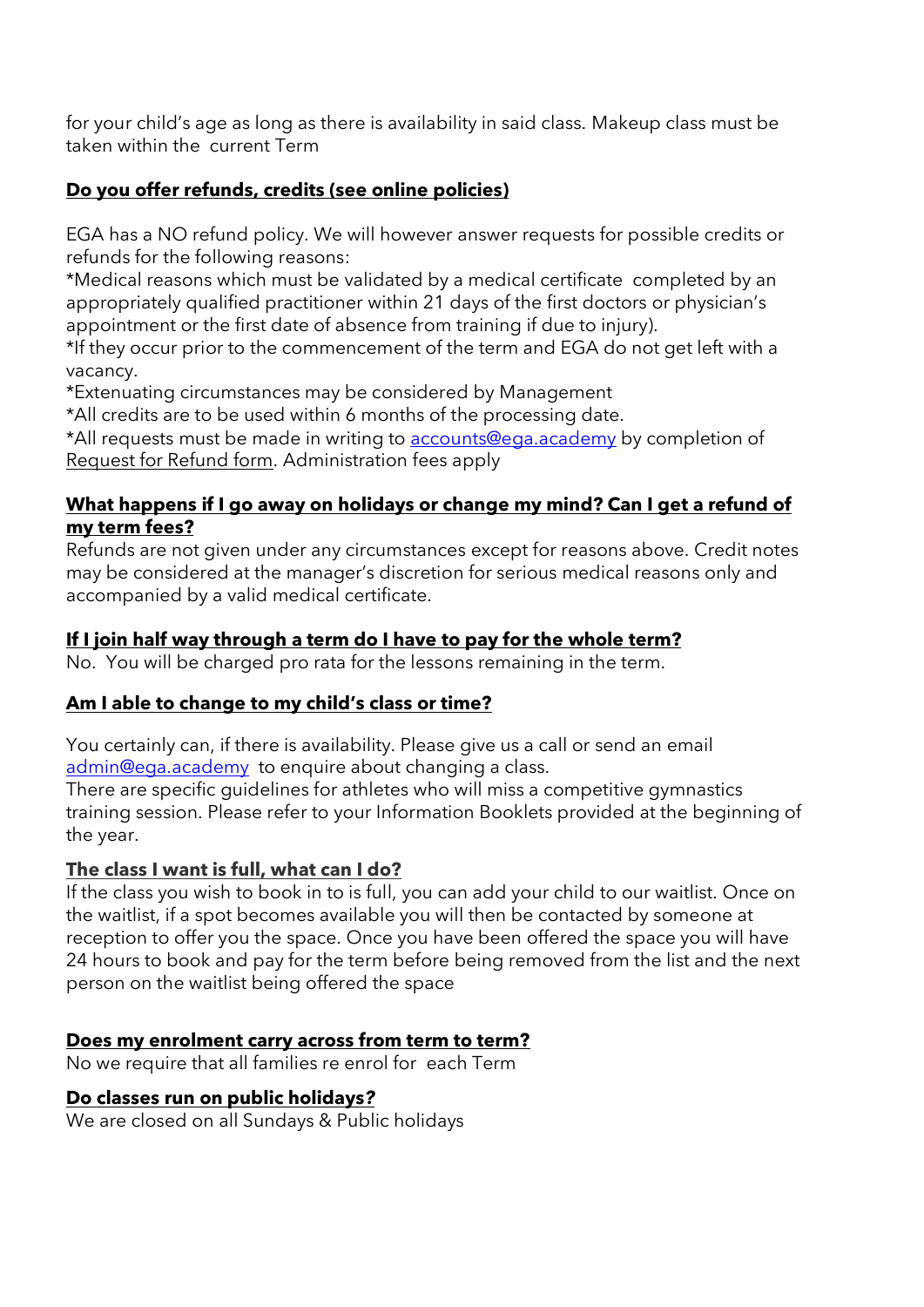for your child's age as long as there is availability in said class. Makeup class must be taken within the current Term

**Do you offer refunds, credits (see online policies)**

EGA has a NO refund policy. We will however answer requests for possible credits or refunds for the following reasons:
*Medical reasons which must be validated by a medical certificate completed by an appropriately qualified practitioner within 21 days of the first doctors or physician's appointment or the first date of absence from training if due to injury).
*If they occur prior to the commencement of the term and EGA do not get left with a vacancy.
*Extenuating circumstances may be considered by Management
*All credits are to be used within 6 months of the processing date.
*All requests must be made in writing to accounts@ega.academy by completion of Request for Refund form. Administration fees apply

**What happens if I go away on holidays or change my mind? Can I get a refund of my term fees?**

Refunds are not given under any circumstances except for reasons above. Credit notes may be considered at the manager's discretion for serious medical reasons only and accompanied by a valid medical certificate.

**If I join half way through a term do I have to pay for the whole term?**

No. You will be charged pro rata for the lessons remaining in the term.

**Am I able to change to my child's class or time?**

You certainly can, if there is availability. Please give us a call or send an email admin@ega.academy to enquire about changing a class.
There are specific guidelines for athletes who will miss a competitive gymnastics training session. Please refer to your Information Booklets provided at the beginning of the year.

**The class I want is full, what can I do?**

If the class you wish to book in to is full, you can add your child to our waitlist. Once on the waitlist, if a spot becomes available you will then be contacted by someone at reception to offer you the space. Once you have been offered the space you will have 24 hours to book and pay for the term before being removed from the list and the next person on the waitlist being offered the space

**Does my enrolment carry across from term to term?**

No we require that all families re enrol for each Term

**Do classes run on public holidays?**

We are closed on all Sundays & Public holidays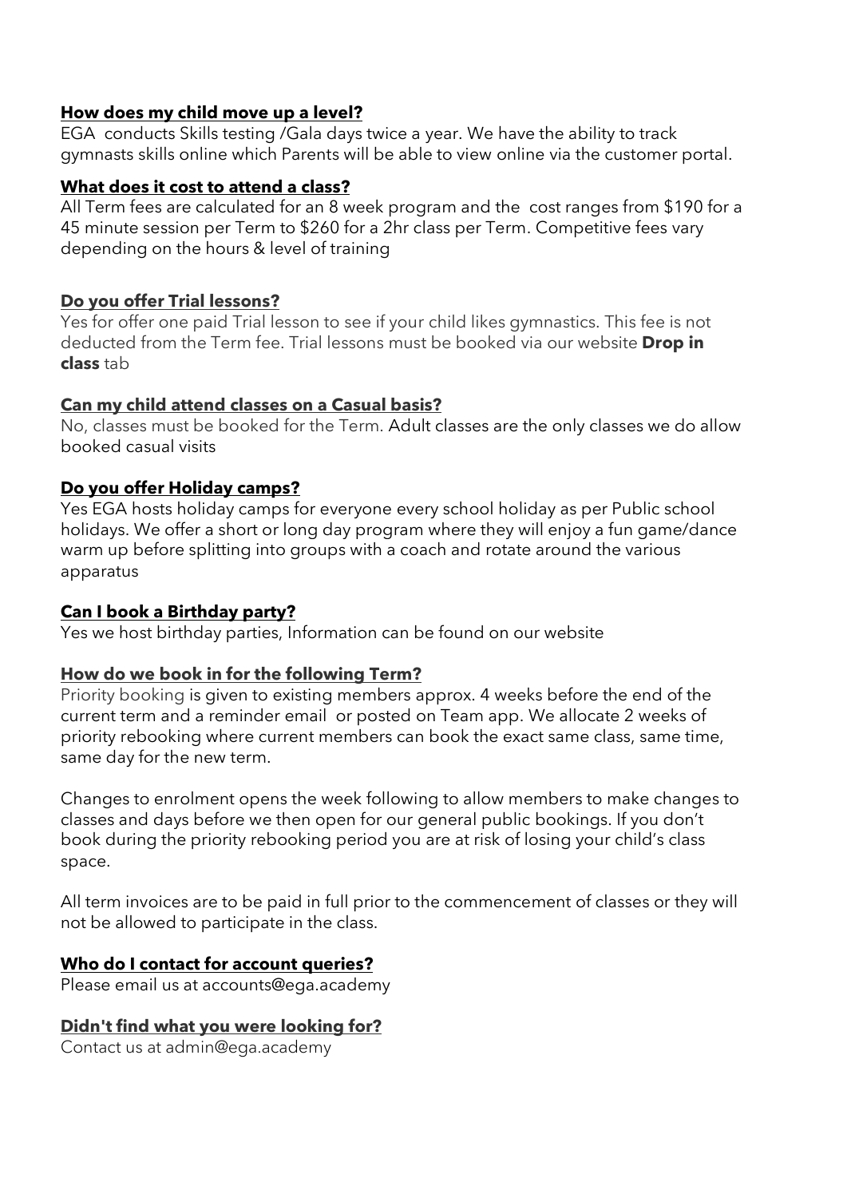**How does my child move up a level?**

EGA conducts Skills testing /Gala days twice a year. We have the ability to track gymnasts skills online which Parents will be able to view online via the customer portal.

**What does it cost to attend a class?**

All Term fees are calculated for an 8 week program and the cost ranges from $190 for a 45 minute session per Term to $260 for a 2hr class per Term. Competitive fees vary depending on the hours & level of training

**Do you offer Trial lessons?**

Yes for offer one paid Trial lesson to see if your child likes gymnastics. This fee is not deducted from the Term fee. Trial lessons must be booked via our website **Drop in class** tab

**Can my child attend classes on a Casual basis?**

No, classes must be booked for the Term. Adult classes are the only classes we do allow booked casual visits

**Do you offer Holiday camps?**

Yes EGA hosts holiday camps for everyone every school holiday as per Public school holidays. We offer a short or long day program where they will enjoy a fun game/dance warm up before splitting into groups with a coach and rotate around the various apparatus

**Can I book a Birthday party?**

Yes we host birthday parties, Information can be found on our website

**How do we book in for the following Term?**

Priority booking is given to existing members approx. 4 weeks before the end of the current term and a reminder email or posted on Team app. We allocate 2 weeks of priority rebooking where current members can book the exact same class, same time, same day for the new term.

Changes to enrolment opens the week following to allow members to make changes to classes and days before we then open for our general public bookings. If you don't book during the priority rebooking period you are at risk of losing your child's class space.

All term invoices are to be paid in full prior to the commencement of classes or they will not be allowed to participate in the class.

**Who do I contact for account queries?**

Please email us at accounts@ega.academy

**Didn't find what you were looking for?**

Contact us at admin@ega.academy